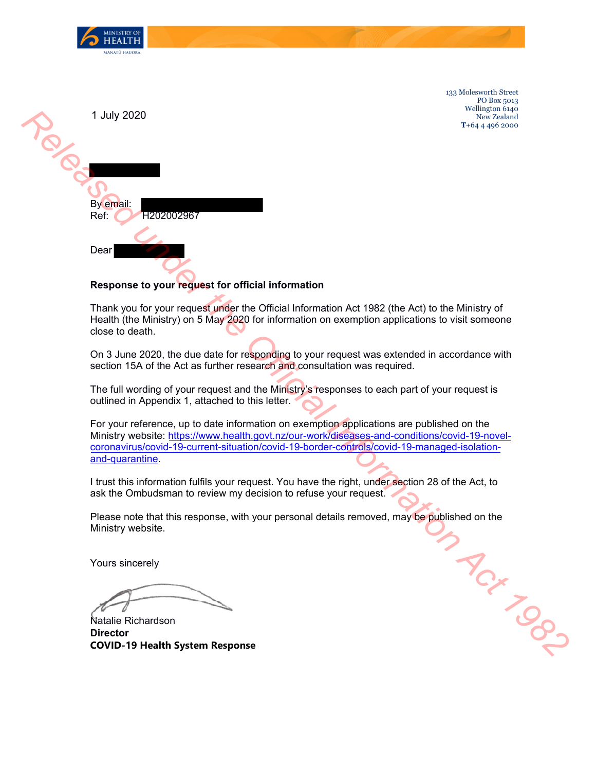MINISTRY OF HEALTH
MANATŪ HAUORA

133 Molesworth Street
PO Box 5013
Wellington 6140
New Zealand
T+64 4 496 2000

1 July 2020

By email:
Ref: H202002967

Dear

**Response to your request for official information**

Thank you for your request under the Official Information Act 1982 (the Act) to the Ministry of Health (the Ministry) on 5 May 2020 for information on exemption applications to visit someone close to death.

On 3 June 2020, the due date for responding to your request was extended in accordance with section 15A of the Act as further research and consultation was required.

The full wording of your request and the Ministry's responses to each part of your request is outlined in Appendix 1, attached to this letter.

For your reference, up to date information on exemption applications are published on the Ministry website: https://www.health.govt.nz/our-work/diseases-and-conditions/covid-19-novel-coronavirus/covid-19-current-situation/covid-19-border-controls/covid-19-managed-isolation-and-quarantine.

I trust this information fulfils your request. You have the right, under section 28 of the Act, to ask the Ombudsman to review my decision to refuse your request.

Please note that this response, with your personal details removed, may be published on the Ministry website.

Yours sincerely

Natalie Richardson
**Director**
**COVID-19 Health System Response**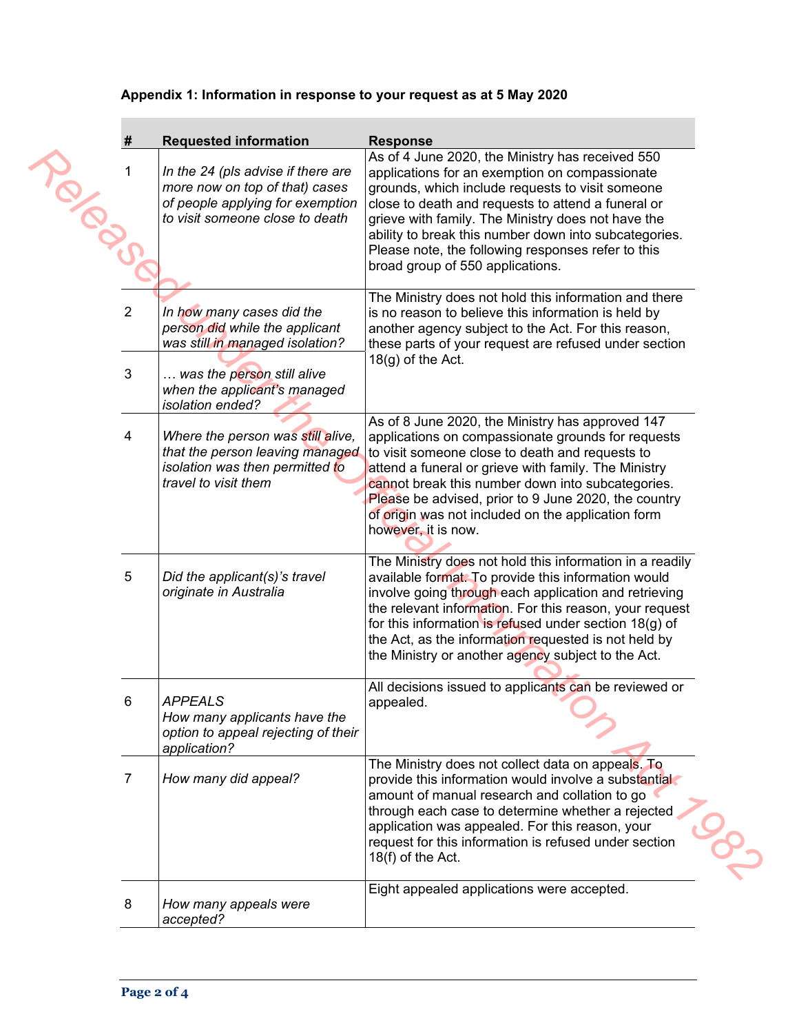**Appendix 1: Information in response to your request as at 5 May 2020**

| # | Requested information | Response |
|---|---|---|
| 1 | *In the 24 (pls advise if there are more now on top of that) cases of people applying for exemption to visit someone close to death* | As of 4 June 2020, the Ministry has received 550 applications for an exemption on compassionate grounds, which include requests to visit someone close to death and requests to attend a funeral or grieve with family. The Ministry does not have the ability to break this number down into subcategories. Please note, the following responses refer to this broad group of 550 applications. |
| 2 | *In how many cases did the person did while the applicant was still in managed isolation?* | The Ministry does not hold this information and there is no reason to believe this information is held by another agency subject to the Act. For this reason, these parts of your request are refused under section 18(g) of the Act. |
| 3 | *… was the person still alive when the applicant's managed isolation ended?* | |
| 4 | *Where the person was still alive, that the person leaving managed isolation was then permitted to travel to visit them* | As of 8 June 2020, the Ministry has approved 147 applications on compassionate grounds for requests to visit someone close to death and requests to attend a funeral or grieve with family. The Ministry cannot break this number down into subcategories. Please be advised, prior to 9 June 2020, the country of origin was not included on the application form however, it is now. |
| 5 | *Did the applicant(s)'s travel originate in Australia* | The Ministry does not hold this information in a readily available format. To provide this information would involve going through each application and retrieving the relevant information. For this reason, your request for this information is refused under section 18(g) of the Act, as the information requested is not held by the Ministry or another agency subject to the Act. |
| 6 | *APPEALS*<br>*How many applicants have the option to appeal rejecting of their application?* | All decisions issued to applicants can be reviewed or appealed. |
| 7 | *How many did appeal?* | The Ministry does not collect data on appeals. To provide this information would involve a substantial amount of manual research and collation to go through each case to determine whether a rejected application was appealed. For this reason, your request for this information is refused under section 18(f) of the Act. |
| 8 | *How many appeals were accepted?* | Eight appealed applications were accepted. |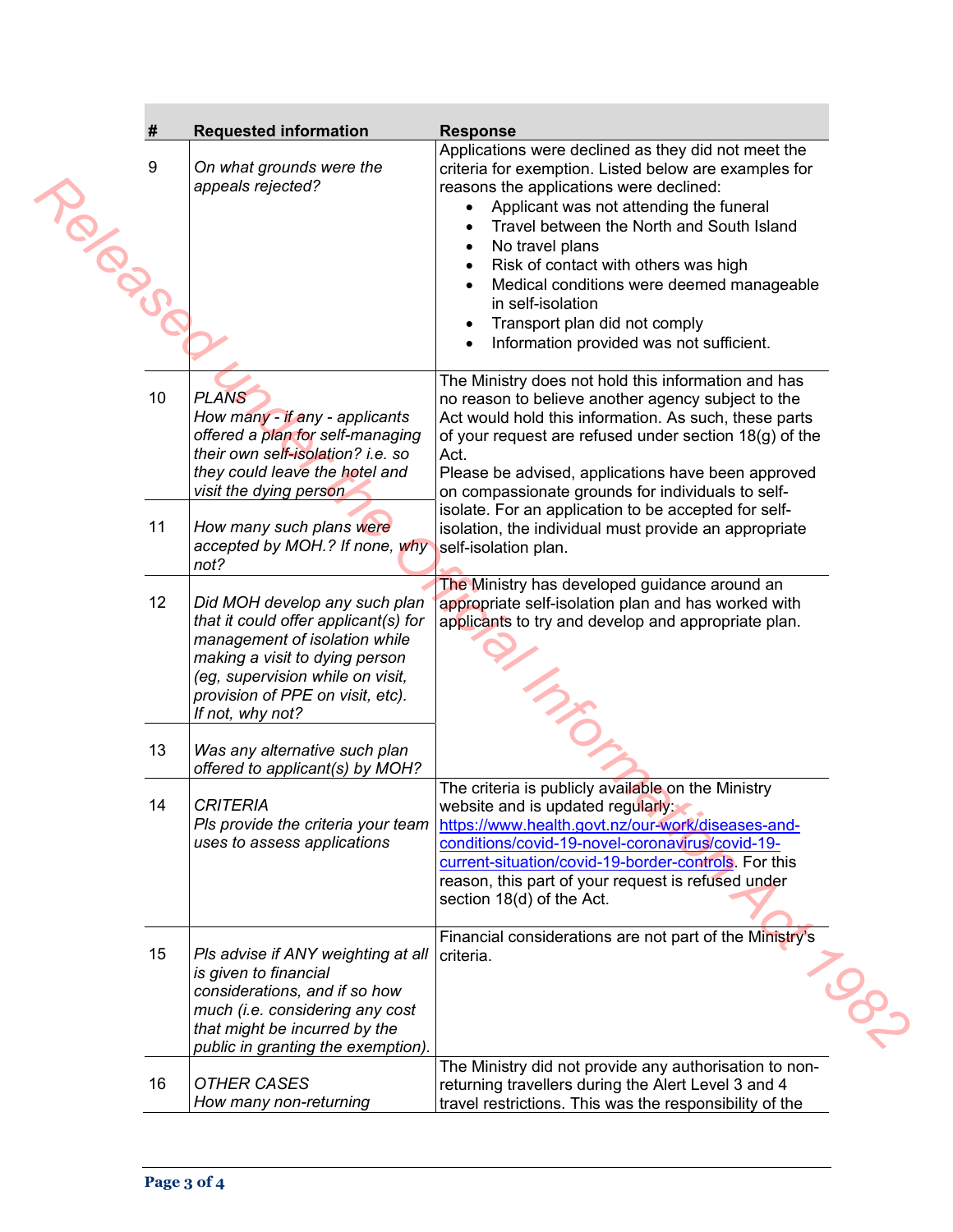| # | Requested information | Response |
|---|---|---|
| 9 | *On what grounds were the appeals rejected?* | Applications were declined as they did not meet the criteria for exemption. Listed below are examples for reasons the applications were declined:<br>• Applicant was not attending the funeral<br>• Travel between the North and South Island<br>• No travel plans<br>• Risk of contact with others was high<br>• Medical conditions were deemed manageable in self-isolation<br>• Transport plan did not comply<br>• Information provided was not sufficient. |
| 10 | *PLANS*<br>*How many - if any - applicants offered a plan for self-managing their own self-isolation? i.e. so they could leave the hotel and visit the dying person* | The Ministry does not hold this information and has no reason to believe another agency subject to the Act would hold this information. As such, these parts of your request are refused under section 18(g) of the Act.<br>Please be advised, applications have been approved on compassionate grounds for individuals to self-isolate. For an application to be accepted for self-isolation, the individual must provide an appropriate self-isolation plan. |
| 11 | *How many such plans were accepted by MOH.? If none, why not?* | |
| 12 | *Did MOH develop any such plan that it could offer applicant(s) for management of isolation while making a visit to dying person (eg, supervision while on visit, provision of PPE on visit, etc). If not, why not?* | The Ministry has developed guidance around an appropriate self-isolation plan and has worked with applicants to try and develop and appropriate plan. |
| 13 | *Was any alternative such plan offered to applicant(s) by MOH?* | |
| 14 | *CRITERIA*<br>*Pls provide the criteria your team uses to assess applications* | The criteria is publicly available on the Ministry website and is updated regularly: [https://www.health.govt.nz/our-work/diseases-and-conditions/covid-19-novel-coronavirus/covid-19-current-situation/covid-19-border-controls](https://www.health.govt.nz/our-work/diseases-and-conditions/covid-19-novel-coronavirus/covid-19-current-situation/covid-19-border-controls). For this reason, this part of your request is refused under section 18(d) of the Act. |
| 15 | *Pls advise if ANY weighting at all is given to financial considerations, and if so how much (i.e. considering any cost that might be incurred by the public in granting the exemption).* | Financial considerations are not part of the Ministry's criteria. |
| 16 | *OTHER CASES*<br>*How many non-returning* | The Ministry did not provide any authorisation to non-returning travellers during the Alert Level 3 and 4 travel restrictions. This was the responsibility of the |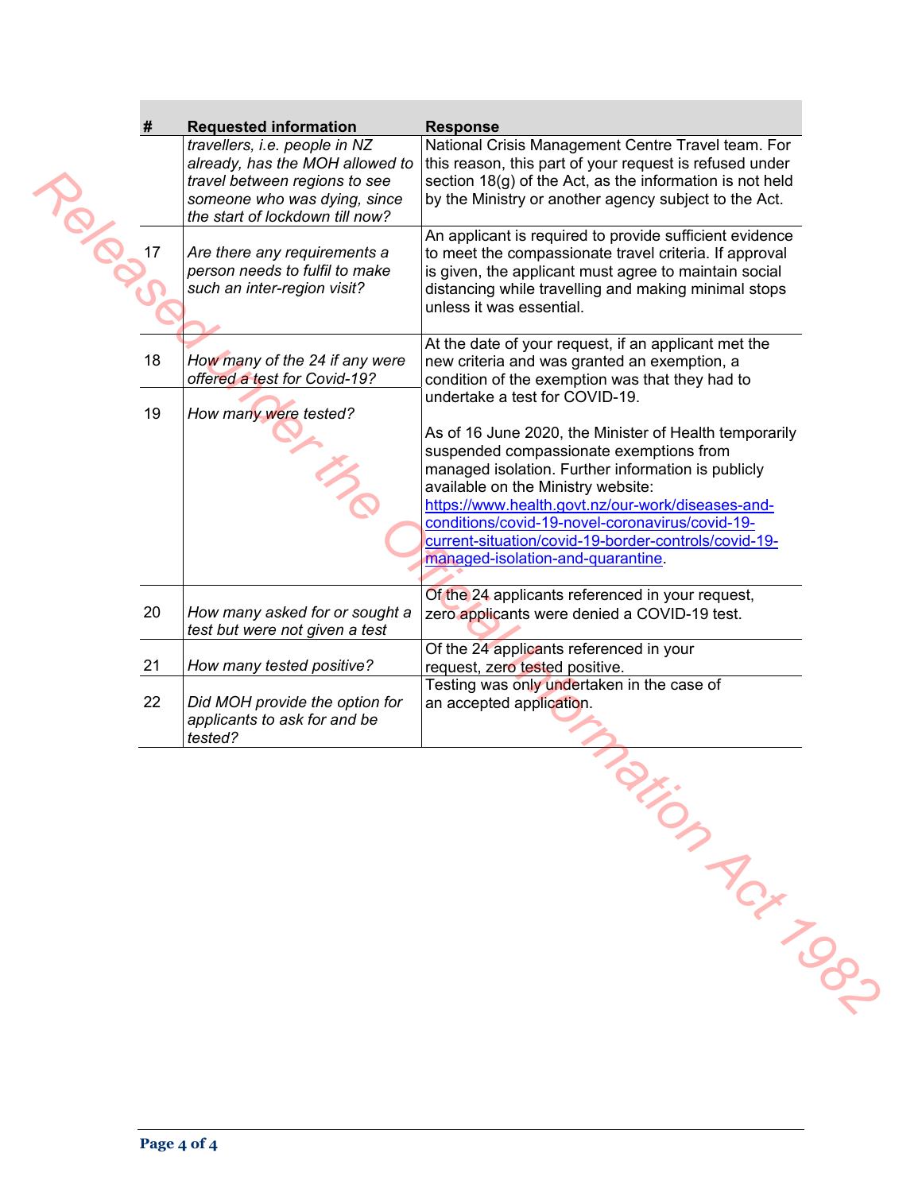| # | Requested information | Response |
|---|---|---|
| | *travellers, i.e. people in NZ already, has the MOH allowed to travel between regions to see someone who was dying, since the start of lockdown till now?* | National Crisis Management Centre Travel team. For this reason, this part of your request is refused under section 18(g) of the Act, as the information is not held by the Ministry or another agency subject to the Act. |
| 17 | *Are there any requirements a person needs to fulfil to make such an inter-region visit?* | An applicant is required to provide sufficient evidence to meet the compassionate travel criteria. If approval is given, the applicant must agree to maintain social distancing while travelling and making minimal stops unless it was essential. |
| 18 | *How many of the 24 if any were offered a test for Covid-19?* | At the date of your request, if an applicant met the new criteria and was granted an exemption, a condition of the exemption was that they had to undertake a test for COVID-19.<br><br>As of 16 June 2020, the Minister of Health temporarily suspended compassionate exemptions from managed isolation. Further information is publicly available on the Ministry website: https://www.health.govt.nz/our-work/diseases-and-conditions/covid-19-novel-coronavirus/covid-19-current-situation/covid-19-border-controls/covid-19-managed-isolation-and-quarantine. |
| 19 | *How many were tested?* | |
| 20 | *How many asked for or sought a test but were not given a test* | Of the 24 applicants referenced in your request, zero applicants were denied a COVID-19 test. |
| 21 | *How many tested positive?* | Of the 24 applicants referenced in your request, zero tested positive. |
| 22 | *Did MOH provide the option for applicants to ask for and be tested?* | Testing was only undertaken in the case of an accepted application. |

Released under the Official Information Act 1982